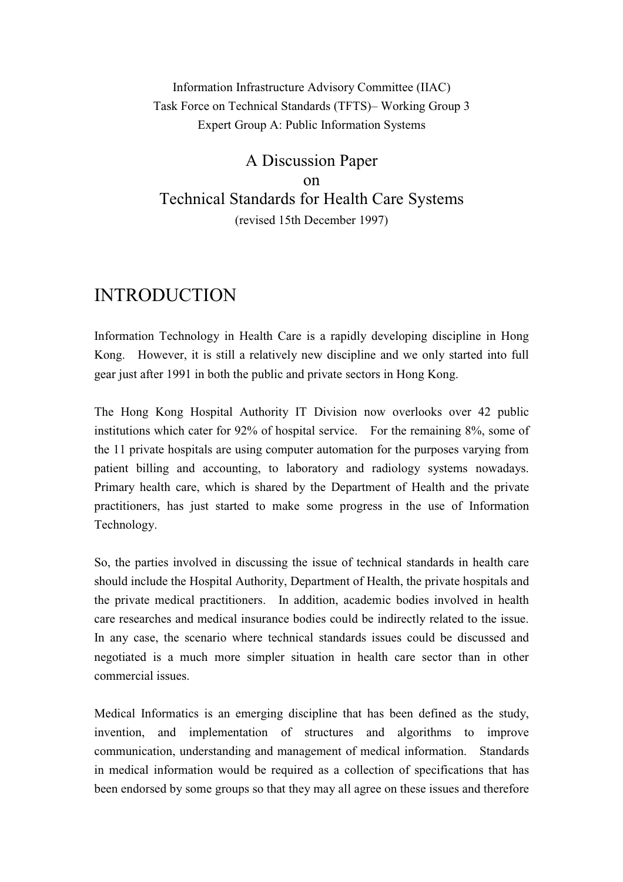Information Infrastructure Advisory Committee (IIAC)

Task Force on Technical Standards (TFTS)– Working Group 3

Expert Group A: Public Information Systems

# A Discussion Paper on Technical Standards for Health Care Systems

(revised 15th December 1997)

# INTRODUCTION

Information Technology in Health Care is a rapidly developing discipline in Hong Kong. However, it is still a relatively new discipline and we only started into full gear just after 1991 in both the public and private sectors in Hong Kong.

The Hong Kong Hospital Authority IT Division now overlooks over 42 public institutions which cater for 92% of hospital service. For the remaining 8%, some of the 11 private hospitals are using computer automation for the purposes varying from patient billing and accounting, to laboratory and radiology systems nowadays. Primary health care, which is shared by the Department of Health and the private practitioners, has just started to make some progress in the use of Information Technology.

So, the parties involved in discussing the issue of technical standards in health care should include the Hospital Authority, Department of Health, the private hospitals and the private medical practitioners. In addition, academic bodies involved in health care researches and medical insurance bodies could be indirectly related to the issue. In any case, the scenario where technical standards issues could be discussed and negotiated is a much more simpler situation in health care sector than in other commercial issues.

Medical Informatics is an emerging discipline that has been defined as the study, invention, and implementation of structures and algorithms to improve communication, understanding and management of medical information. Standards in medical information would be required as a collection of specifications that has been endorsed by some groups so that they may all agree on these issues and therefore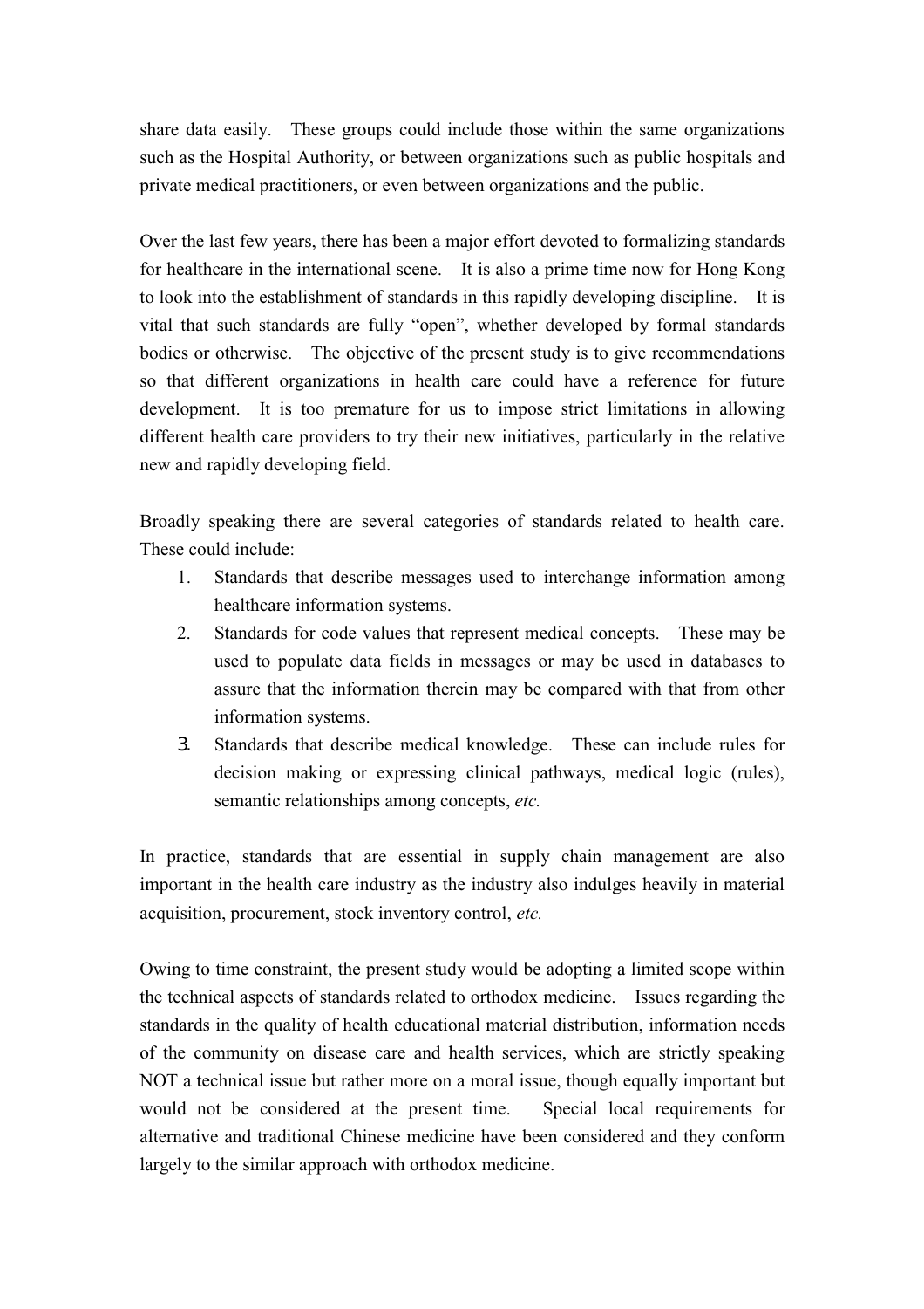share data easily. These groups could include those within the same organizations such as the Hospital Authority, or between organizations such as public hospitals and private medical practitioners, or even between organizations and the public.

Over the last few years, there has been a major effort devoted to formalizing standards for healthcare in the international scene. It is also a prime time now for Hong Kong to look into the establishment of standards in this rapidly developing discipline. It is vital that such standards are fully "open", whether developed by formal standards bodies or otherwise. The objective of the present study is to give recommendations so that different organizations in health care could have a reference for future development. It is too premature for us to impose strict limitations in allowing different health care providers to try their new initiatives, particularly in the relative new and rapidly developing field.

Broadly speaking there are several categories of standards related to health care. These could include:

1. Standards that describe messages used to interchange information among healthcare information systems.
2. Standards for code values that represent medical concepts. These may be used to populate data fields in messages or may be used in databases to assure that the information therein may be compared with that from other information systems.
3. Standards that describe medical knowledge. These can include rules for decision making or expressing clinical pathways, medical logic (rules), semantic relationships among concepts, *etc.*

In practice, standards that are essential in supply chain management are also important in the health care industry as the industry also indulges heavily in material acquisition, procurement, stock inventory control, *etc.*

Owing to time constraint, the present study would be adopting a limited scope within the technical aspects of standards related to orthodox medicine. Issues regarding the standards in the quality of health educational material distribution, information needs of the community on disease care and health services, which are strictly speaking NOT a technical issue but rather more on a moral issue, though equally important but would not be considered at the present time. Special local requirements for alternative and traditional Chinese medicine have been considered and they conform largely to the similar approach with orthodox medicine.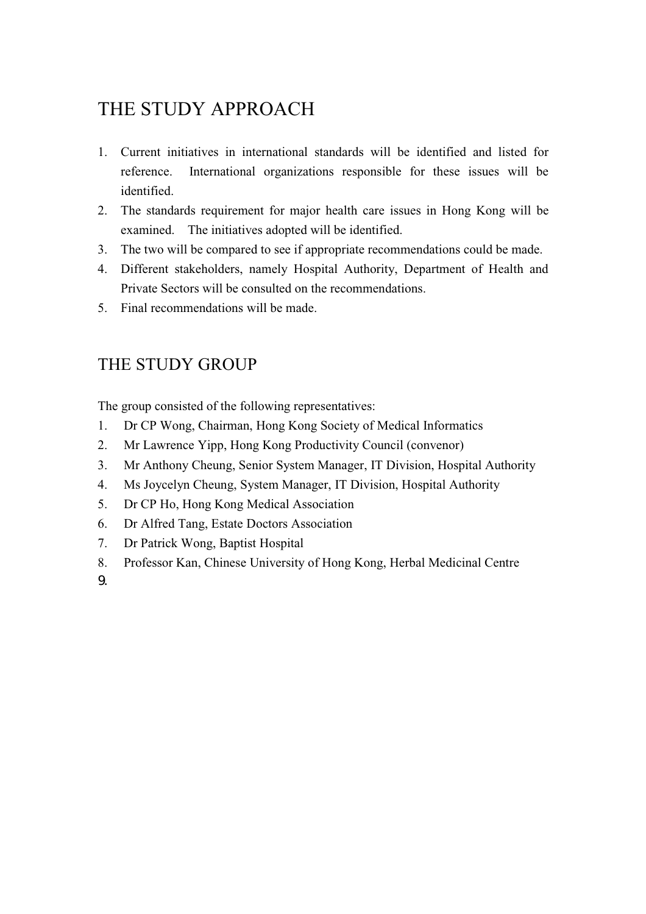## THE STUDY APPROACH

1. Current initiatives in international standards will be identified and listed for reference. International organizations responsible for these issues will be identified.
2. The standards requirement for major health care issues in Hong Kong will be examined. The initiatives adopted will be identified.
3. The two will be compared to see if appropriate recommendations could be made.
4. Different stakeholders, namely Hospital Authority, Department of Health and Private Sectors will be consulted on the recommendations.
5. Final recommendations will be made.

## THE STUDY GROUP

The group consisted of the following representatives:

1. Dr CP Wong, Chairman, Hong Kong Society of Medical Informatics
2. Mr Lawrence Yipp, Hong Kong Productivity Council (convenor)
3. Mr Anthony Cheung, Senior System Manager, IT Division, Hospital Authority
4. Ms Joycelyn Cheung, System Manager, IT Division, Hospital Authority
5. Dr CP Ho, Hong Kong Medical Association
6. Dr Alfred Tang, Estate Doctors Association
7. Dr Patrick Wong, Baptist Hospital
8. Professor Kan, Chinese University of Hong Kong, Herbal Medicinal Centre
9.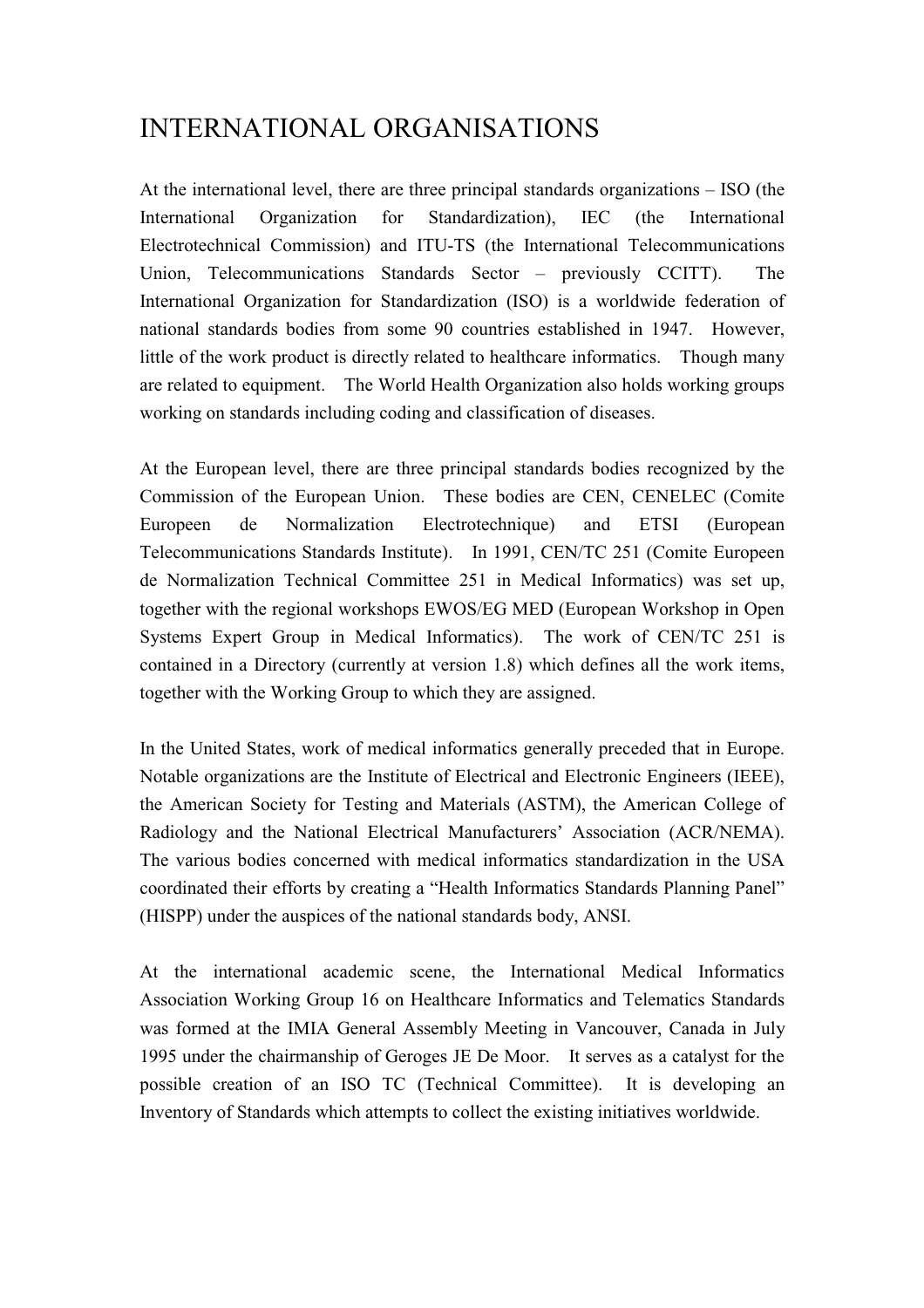# INTERNATIONAL ORGANISATIONS

At the international level, there are three principal standards organizations – ISO (the International Organization for Standardization), IEC (the International Electrotechnical Commission) and ITU-TS (the International Telecommunications Union, Telecommunications Standards Sector – previously CCITT). The International Organization for Standardization (ISO) is a worldwide federation of national standards bodies from some 90 countries established in 1947. However, little of the work product is directly related to healthcare informatics. Though many are related to equipment. The World Health Organization also holds working groups working on standards including coding and classification of diseases.

At the European level, there are three principal standards bodies recognized by the Commission of the European Union. These bodies are CEN, CENELEC (Comite Europeen de Normalization Electrotechnique) and ETSI (European Telecommunications Standards Institute). In 1991, CEN/TC 251 (Comite Europeen de Normalization Technical Committee 251 in Medical Informatics) was set up, together with the regional workshops EWOS/EG MED (European Workshop in Open Systems Expert Group in Medical Informatics). The work of CEN/TC 251 is contained in a Directory (currently at version 1.8) which defines all the work items, together with the Working Group to which they are assigned.

In the United States, work of medical informatics generally preceded that in Europe. Notable organizations are the Institute of Electrical and Electronic Engineers (IEEE), the American Society for Testing and Materials (ASTM), the American College of Radiology and the National Electrical Manufacturers' Association (ACR/NEMA). The various bodies concerned with medical informatics standardization in the USA coordinated their efforts by creating a "Health Informatics Standards Planning Panel" (HISPP) under the auspices of the national standards body, ANSI.

At the international academic scene, the International Medical Informatics Association Working Group 16 on Healthcare Informatics and Telematics Standards was formed at the IMIA General Assembly Meeting in Vancouver, Canada in July 1995 under the chairmanship of Geroges JE De Moor. It serves as a catalyst for the possible creation of an ISO TC (Technical Committee). It is developing an Inventory of Standards which attempts to collect the existing initiatives worldwide.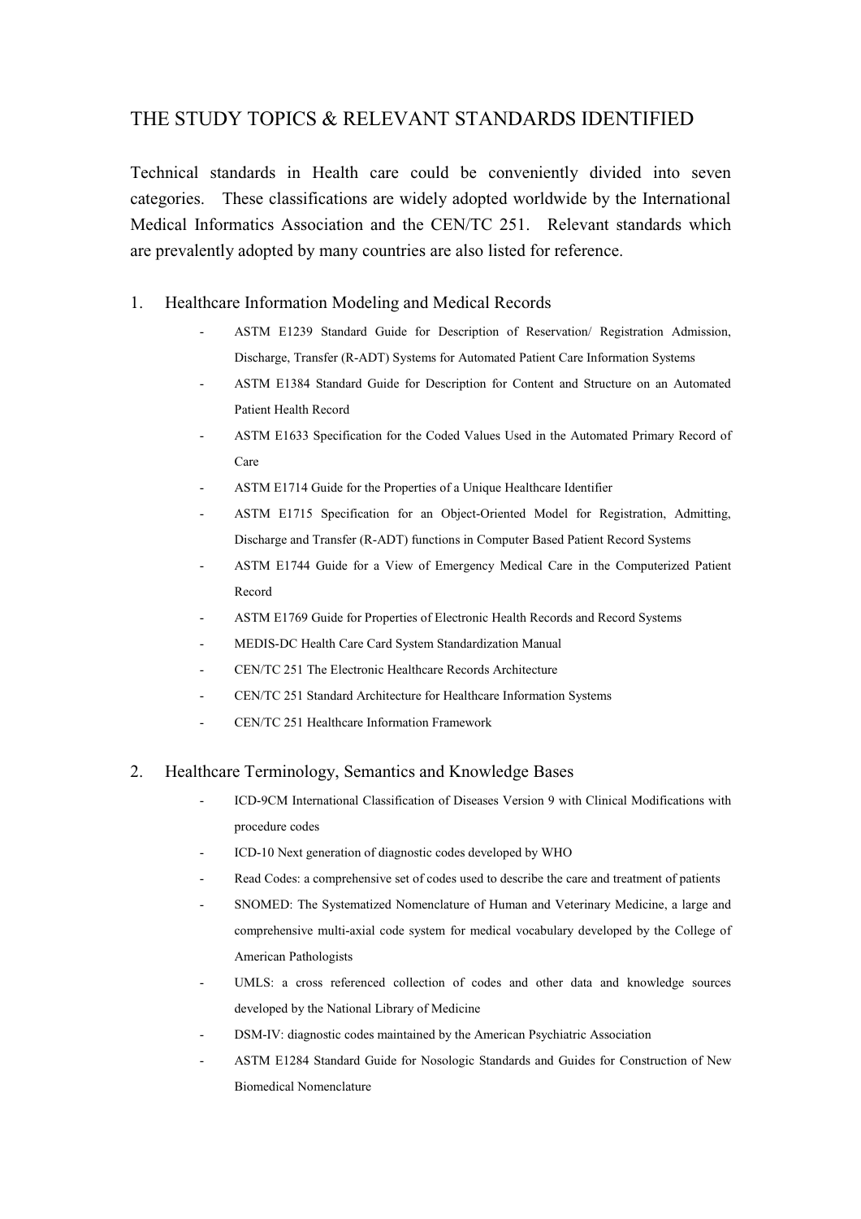# THE STUDY TOPICS & RELEVANT STANDARDS IDENTIFIED

Technical standards in Health care could be conveniently divided into seven categories. These classifications are widely adopted worldwide by the International Medical Informatics Association and the CEN/TC 251. Relevant standards which are prevalently adopted by many countries are also listed for reference.

## 1. Healthcare Information Modeling and Medical Records

- ASTM E1239 Standard Guide for Description of Reservation/ Registration Admission, Discharge, Transfer (R-ADT) Systems for Automated Patient Care Information Systems
- ASTM E1384 Standard Guide for Description for Content and Structure on an Automated Patient Health Record
- ASTM E1633 Specification for the Coded Values Used in the Automated Primary Record of Care
- ASTM E1714 Guide for the Properties of a Unique Healthcare Identifier
- ASTM E1715 Specification for an Object-Oriented Model for Registration, Admitting, Discharge and Transfer (R-ADT) functions in Computer Based Patient Record Systems
- ASTM E1744 Guide for a View of Emergency Medical Care in the Computerized Patient Record
- ASTM E1769 Guide for Properties of Electronic Health Records and Record Systems
- MEDIS-DC Health Care Card System Standardization Manual
- CEN/TC 251 The Electronic Healthcare Records Architecture
- CEN/TC 251 Standard Architecture for Healthcare Information Systems
- CEN/TC 251 Healthcare Information Framework

## 2. Healthcare Terminology, Semantics and Knowledge Bases

- ICD-9CM International Classification of Diseases Version 9 with Clinical Modifications with procedure codes
- ICD-10 Next generation of diagnostic codes developed by WHO
- Read Codes: a comprehensive set of codes used to describe the care and treatment of patients
- SNOMED: The Systematized Nomenclature of Human and Veterinary Medicine, a large and comprehensive multi-axial code system for medical vocabulary developed by the College of American Pathologists
- UMLS: a cross referenced collection of codes and other data and knowledge sources developed by the National Library of Medicine
- DSM-IV: diagnostic codes maintained by the American Psychiatric Association
- ASTM E1284 Standard Guide for Nosologic Standards and Guides for Construction of New Biomedical Nomenclature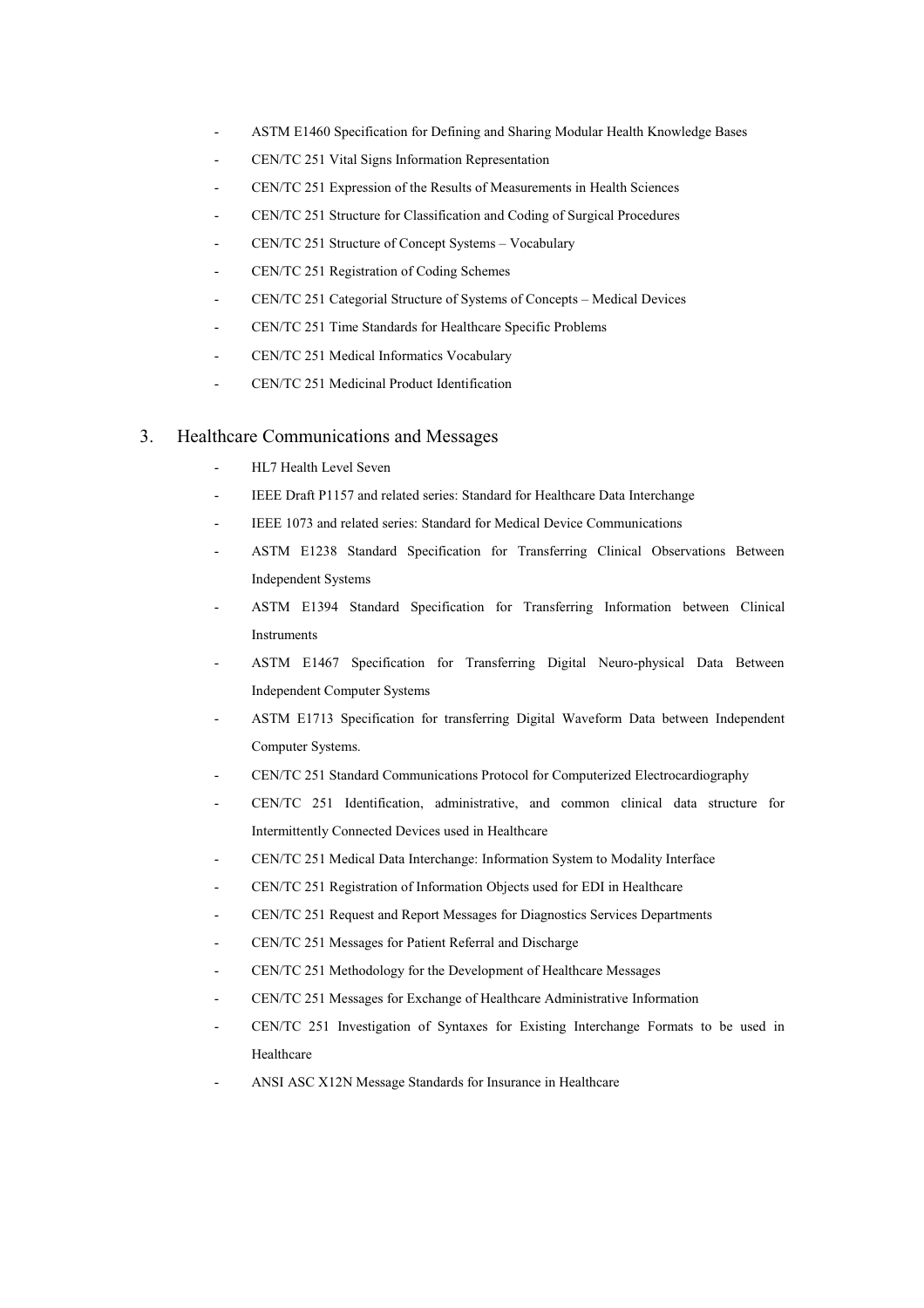- ASTM E1460 Specification for Defining and Sharing Modular Health Knowledge Bases
- CEN/TC 251 Vital Signs Information Representation
- CEN/TC 251 Expression of the Results of Measurements in Health Sciences
- CEN/TC 251 Structure for Classification and Coding of Surgical Procedures
- CEN/TC 251 Structure of Concept Systems – Vocabulary
- CEN/TC 251 Registration of Coding Schemes
- CEN/TC 251 Categorial Structure of Systems of Concepts – Medical Devices
- CEN/TC 251 Time Standards for Healthcare Specific Problems
- CEN/TC 251 Medical Informatics Vocabulary
- CEN/TC 251 Medicinal Product Identification

## 3. Healthcare Communications and Messages

- HL7 Health Level Seven
- IEEE Draft P1157 and related series: Standard for Healthcare Data Interchange
- IEEE 1073 and related series: Standard for Medical Device Communications
- ASTM E1238 Standard Specification for Transferring Clinical Observations Between Independent Systems
- ASTM E1394 Standard Specification for Transferring Information between Clinical Instruments
- ASTM E1467 Specification for Transferring Digital Neuro-physical Data Between Independent Computer Systems
- ASTM E1713 Specification for transferring Digital Waveform Data between Independent Computer Systems.
- CEN/TC 251 Standard Communications Protocol for Computerized Electrocardiography
- CEN/TC 251 Identification, administrative, and common clinical data structure for Intermittently Connected Devices used in Healthcare
- CEN/TC 251 Medical Data Interchange: Information System to Modality Interface
- CEN/TC 251 Registration of Information Objects used for EDI in Healthcare
- CEN/TC 251 Request and Report Messages for Diagnostics Services Departments
- CEN/TC 251 Messages for Patient Referral and Discharge
- CEN/TC 251 Methodology for the Development of Healthcare Messages
- CEN/TC 251 Messages for Exchange of Healthcare Administrative Information
- CEN/TC 251 Investigation of Syntaxes for Existing Interchange Formats to be used in Healthcare
- ANSI ASC X12N Message Standards for Insurance in Healthcare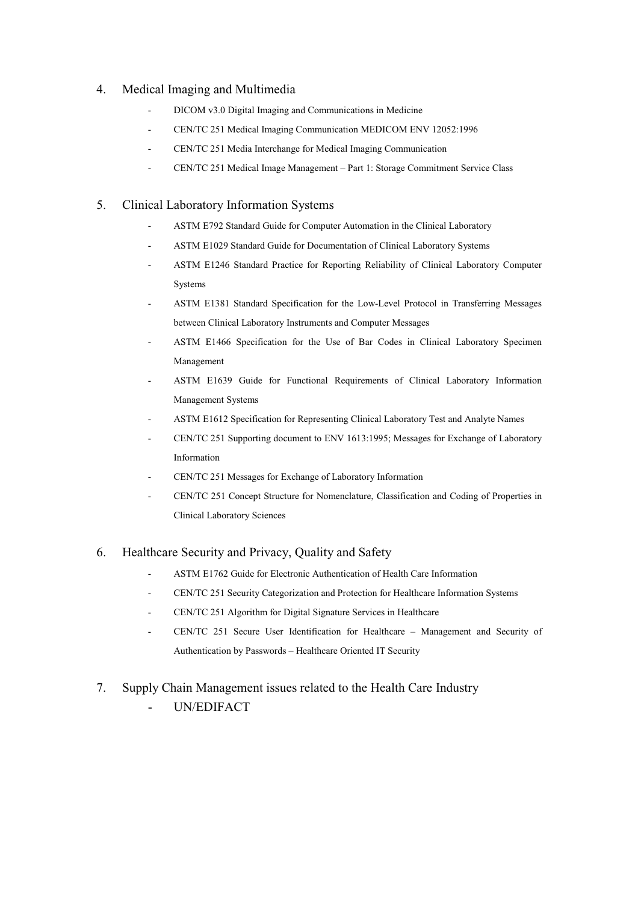4. Medical Imaging and Multimedia

   - DICOM v3.0 Digital Imaging and Communications in Medicine
   - CEN/TC 251 Medical Imaging Communication MEDICOM ENV 12052:1996
   - CEN/TC 251 Media Interchange for Medical Imaging Communication
   - CEN/TC 251 Medical Image Management – Part 1: Storage Commitment Service Class

5. Clinical Laboratory Information Systems

   - ASTM E792 Standard Guide for Computer Automation in the Clinical Laboratory
   - ASTM E1029 Standard Guide for Documentation of Clinical Laboratory Systems
   - ASTM E1246 Standard Practice for Reporting Reliability of Clinical Laboratory Computer Systems
   - ASTM E1381 Standard Specification for the Low-Level Protocol in Transferring Messages between Clinical Laboratory Instruments and Computer Messages
   - ASTM E1466 Specification for the Use of Bar Codes in Clinical Laboratory Specimen Management
   - ASTM E1639 Guide for Functional Requirements of Clinical Laboratory Information Management Systems
   - ASTM E1612 Specification for Representing Clinical Laboratory Test and Analyte Names
   - CEN/TC 251 Supporting document to ENV 1613:1995; Messages for Exchange of Laboratory Information
   - CEN/TC 251 Messages for Exchange of Laboratory Information
   - CEN/TC 251 Concept Structure for Nomenclature, Classification and Coding of Properties in Clinical Laboratory Sciences

6. Healthcare Security and Privacy, Quality and Safety

   - ASTM E1762 Guide for Electronic Authentication of Health Care Information
   - CEN/TC 251 Security Categorization and Protection for Healthcare Information Systems
   - CEN/TC 251 Algorithm for Digital Signature Services in Healthcare
   - CEN/TC 251 Secure User Identification for Healthcare – Management and Security of Authentication by Passwords – Healthcare Oriented IT Security

7. Supply Chain Management issues related to the Health Care Industry

   - UN/EDIFACT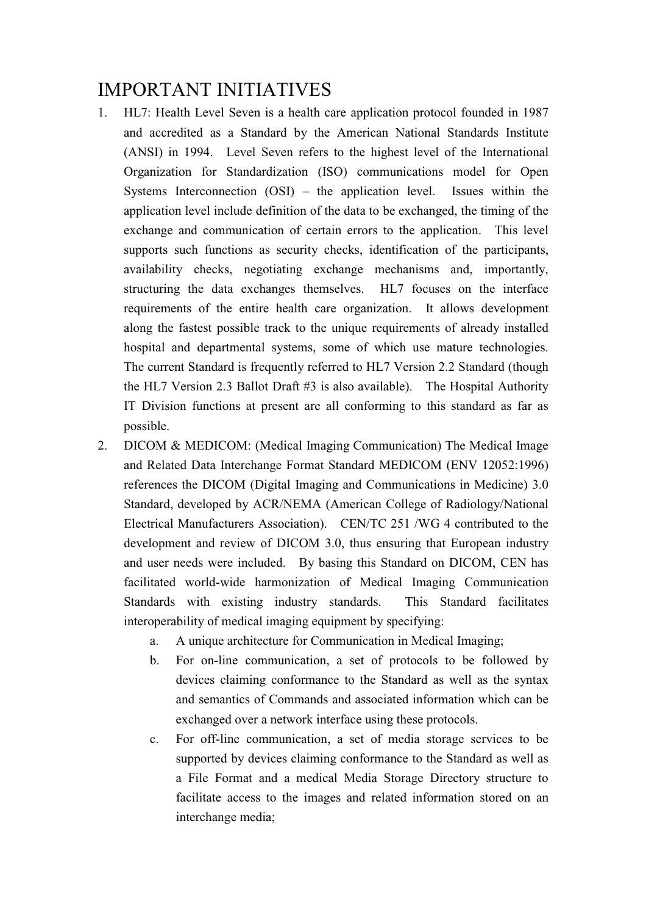# IMPORTANT INITIATIVES

1. HL7: Health Level Seven is a health care application protocol founded in 1987 and accredited as a Standard by the American National Standards Institute (ANSI) in 1994. Level Seven refers to the highest level of the International Organization for Standardization (ISO) communications model for Open Systems Interconnection (OSI) – the application level. Issues within the application level include definition of the data to be exchanged, the timing of the exchange and communication of certain errors to the application. This level supports such functions as security checks, identification of the participants, availability checks, negotiating exchange mechanisms and, importantly, structuring the data exchanges themselves. HL7 focuses on the interface requirements of the entire health care organization. It allows development along the fastest possible track to the unique requirements of already installed hospital and departmental systems, some of which use mature technologies. The current Standard is frequently referred to HL7 Version 2.2 Standard (though the HL7 Version 2.3 Ballot Draft #3 is also available). The Hospital Authority IT Division functions at present are all conforming to this standard as far as possible.

2. DICOM & MEDICOM: (Medical Imaging Communication) The Medical Image and Related Data Interchange Format Standard MEDICOM (ENV 12052:1996) references the DICOM (Digital Imaging and Communications in Medicine) 3.0 Standard, developed by ACR/NEMA (American College of Radiology/National Electrical Manufacturers Association). CEN/TC 251 /WG 4 contributed to the development and review of DICOM 3.0, thus ensuring that European industry and user needs were included. By basing this Standard on DICOM, CEN has facilitated world-wide harmonization of Medical Imaging Communication Standards with existing industry standards. This Standard facilitates interoperability of medical imaging equipment by specifying:
   a. A unique architecture for Communication in Medical Imaging;
   b. For on-line communication, a set of protocols to be followed by devices claiming conformance to the Standard as well as the syntax and semantics of Commands and associated information which can be exchanged over a network interface using these protocols.
   c. For off-line communication, a set of media storage services to be supported by devices claiming conformance to the Standard as well as a File Format and a medical Media Storage Directory structure to facilitate access to the images and related information stored on an interchange media;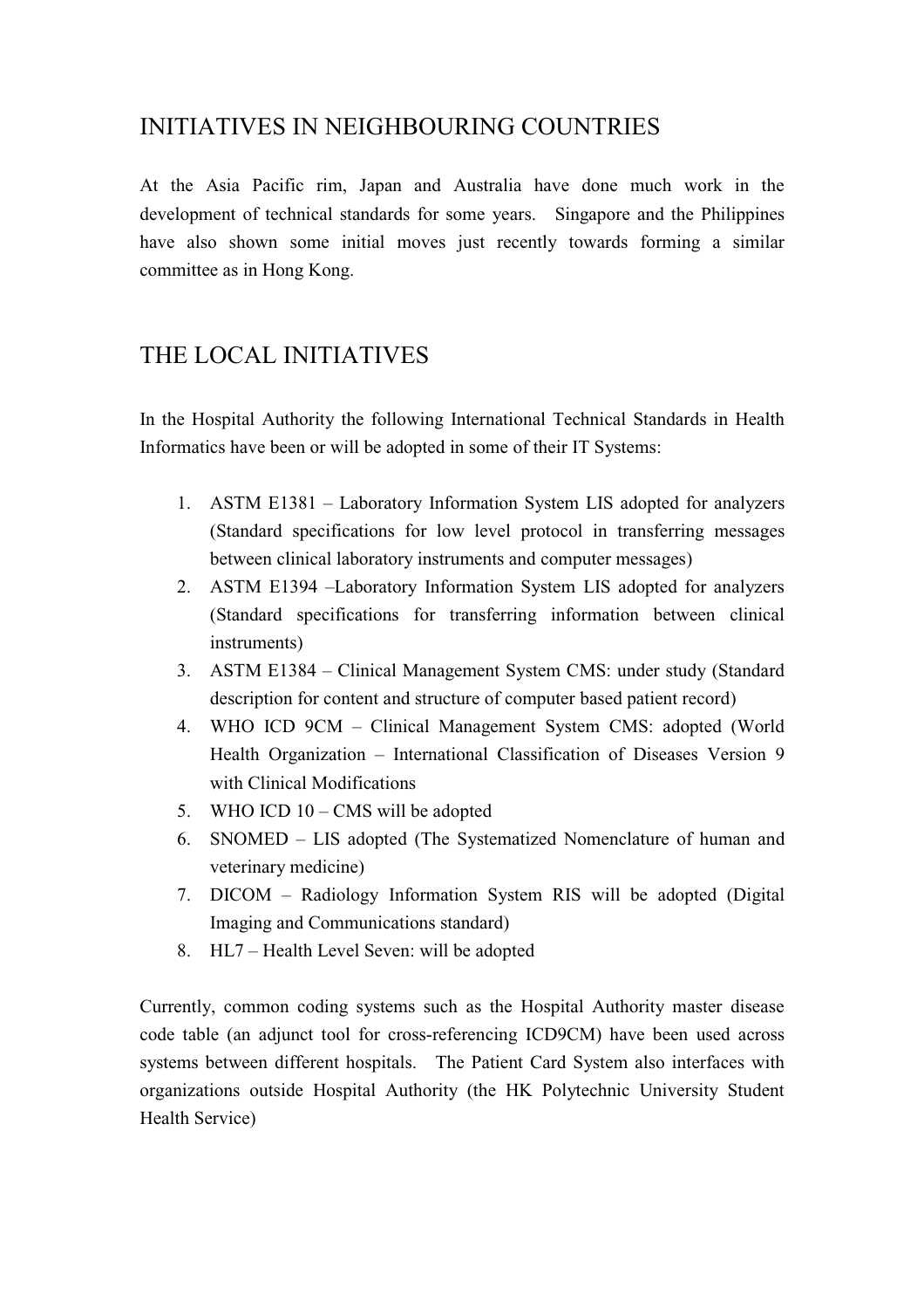## INITIATIVES IN NEIGHBOURING COUNTRIES

At the Asia Pacific rim, Japan and Australia have done much work in the development of technical standards for some years. Singapore and the Philippines have also shown some initial moves just recently towards forming a similar committee as in Hong Kong.

## THE LOCAL INITIATIVES

In the Hospital Authority the following International Technical Standards in Health Informatics have been or will be adopted in some of their IT Systems:

1. ASTM E1381 – Laboratory Information System LIS adopted for analyzers (Standard specifications for low level protocol in transferring messages between clinical laboratory instruments and computer messages)
2. ASTM E1394 –Laboratory Information System LIS adopted for analyzers (Standard specifications for transferring information between clinical instruments)
3. ASTM E1384 – Clinical Management System CMS: under study (Standard description for content and structure of computer based patient record)
4. WHO ICD 9CM – Clinical Management System CMS: adopted (World Health Organization – International Classification of Diseases Version 9 with Clinical Modifications
5. WHO ICD 10 – CMS will be adopted
6. SNOMED – LIS adopted (The Systematized Nomenclature of human and veterinary medicine)
7. DICOM – Radiology Information System RIS will be adopted (Digital Imaging and Communications standard)
8. HL7 – Health Level Seven: will be adopted

Currently, common coding systems such as the Hospital Authority master disease code table (an adjunct tool for cross-referencing ICD9CM) have been used across systems between different hospitals. The Patient Card System also interfaces with organizations outside Hospital Authority (the HK Polytechnic University Student Health Service)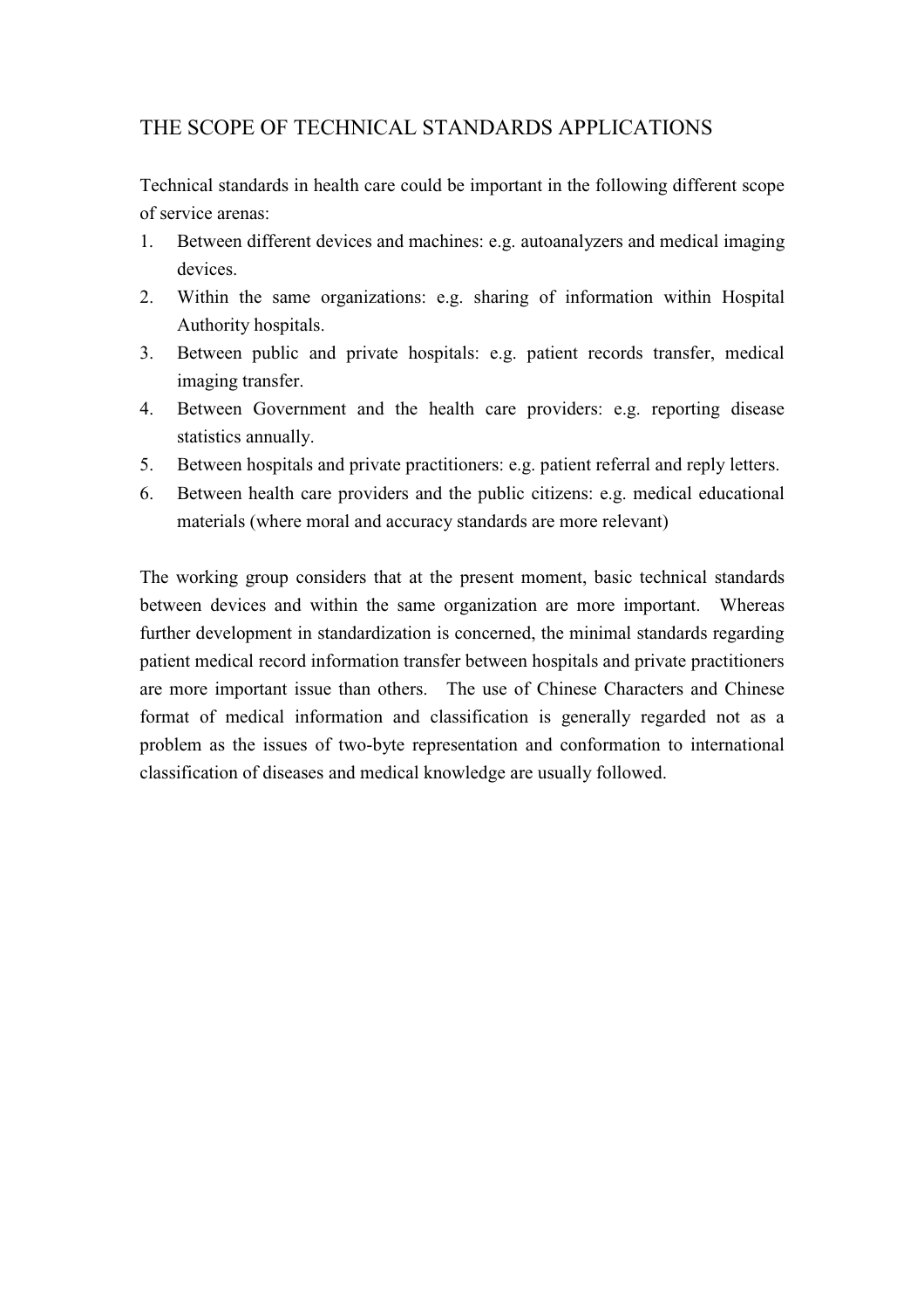## THE SCOPE OF TECHNICAL STANDARDS APPLICATIONS

Technical standards in health care could be important in the following different scope of service arenas:

1. Between different devices and machines: e.g. autoanalyzers and medical imaging devices.
2. Within the same organizations: e.g. sharing of information within Hospital Authority hospitals.
3. Between public and private hospitals: e.g. patient records transfer, medical imaging transfer.
4. Between Government and the health care providers: e.g. reporting disease statistics annually.
5. Between hospitals and private practitioners: e.g. patient referral and reply letters.
6. Between health care providers and the public citizens: e.g. medical educational materials (where moral and accuracy standards are more relevant)

The working group considers that at the present moment, basic technical standards between devices and within the same organization are more important. Whereas further development in standardization is concerned, the minimal standards regarding patient medical record information transfer between hospitals and private practitioners are more important issue than others. The use of Chinese Characters and Chinese format of medical information and classification is generally regarded not as a problem as the issues of two-byte representation and conformation to international classification of diseases and medical knowledge are usually followed.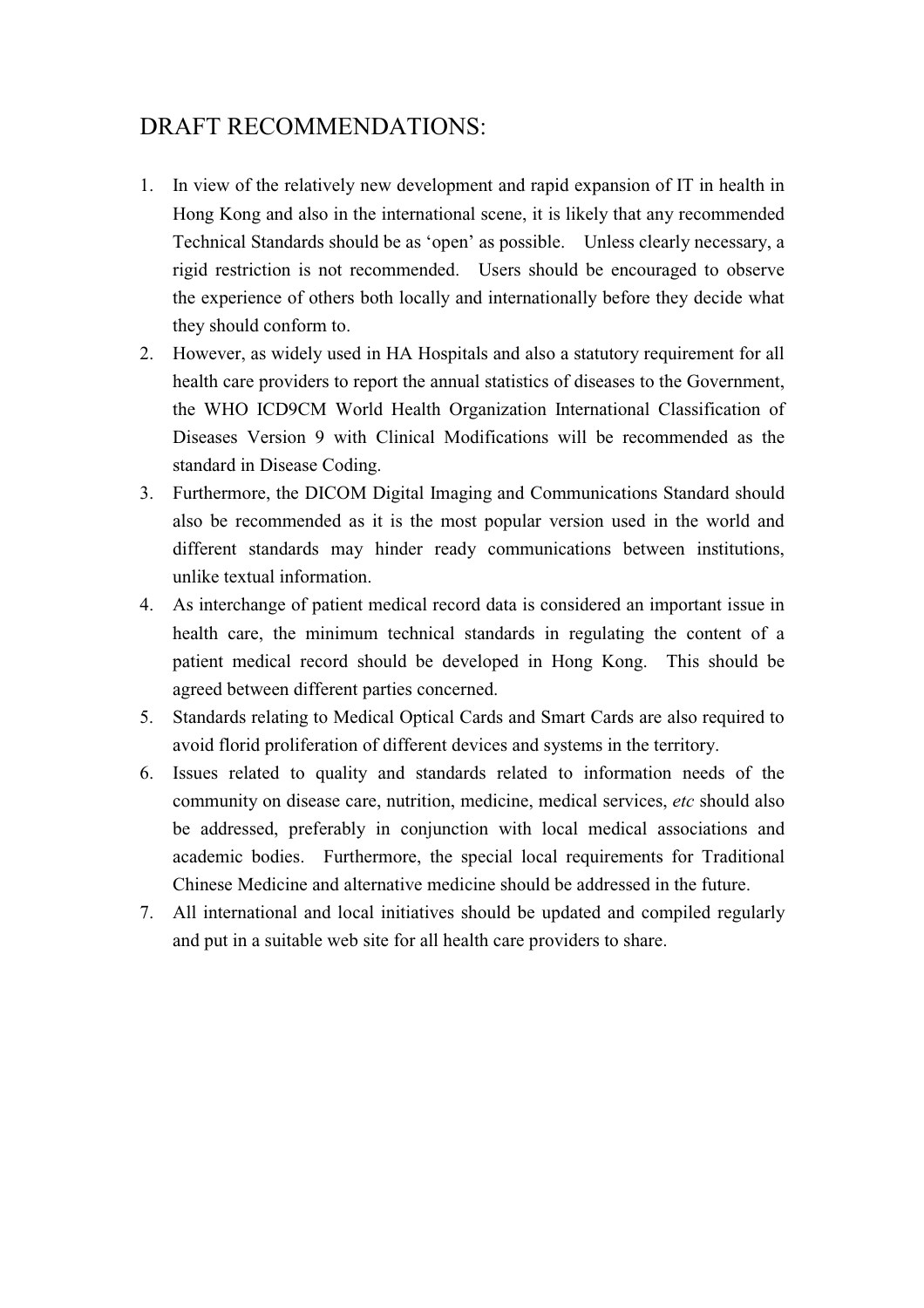# DRAFT RECOMMENDATIONS:

1. In view of the relatively new development and rapid expansion of IT in health in Hong Kong and also in the international scene, it is likely that any recommended Technical Standards should be as 'open' as possible. Unless clearly necessary, a rigid restriction is not recommended. Users should be encouraged to observe the experience of others both locally and internationally before they decide what they should conform to.
2. However, as widely used in HA Hospitals and also a statutory requirement for all health care providers to report the annual statistics of diseases to the Government, the WHO ICD9CM World Health Organization International Classification of Diseases Version 9 with Clinical Modifications will be recommended as the standard in Disease Coding.
3. Furthermore, the DICOM Digital Imaging and Communications Standard should also be recommended as it is the most popular version used in the world and different standards may hinder ready communications between institutions, unlike textual information.
4. As interchange of patient medical record data is considered an important issue in health care, the minimum technical standards in regulating the content of a patient medical record should be developed in Hong Kong. This should be agreed between different parties concerned.
5. Standards relating to Medical Optical Cards and Smart Cards are also required to avoid florid proliferation of different devices and systems in the territory.
6. Issues related to quality and standards related to information needs of the community on disease care, nutrition, medicine, medical services, *etc* should also be addressed, preferably in conjunction with local medical associations and academic bodies. Furthermore, the special local requirements for Traditional Chinese Medicine and alternative medicine should be addressed in the future.
7. All international and local initiatives should be updated and compiled regularly and put in a suitable web site for all health care providers to share.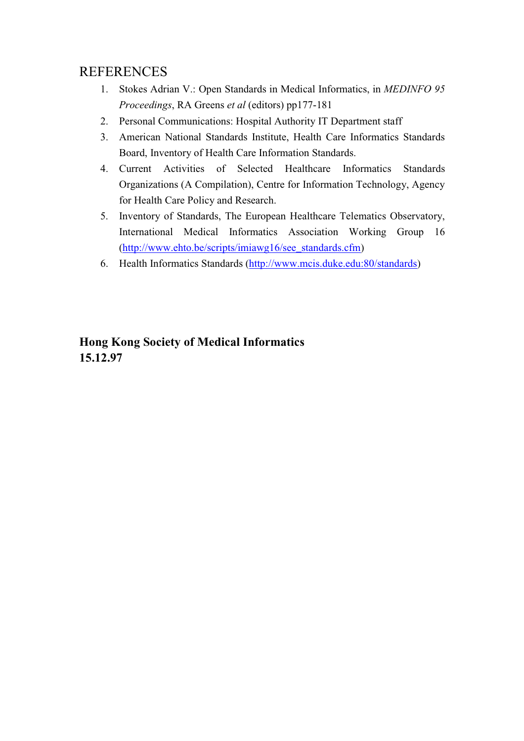# REFERENCES

1. Stokes Adrian V.: Open Standards in Medical Informatics, in *MEDINFO 95 Proceedings*, RA Greens *et al* (editors) pp177-181
2. Personal Communications: Hospital Authority IT Department staff
3. American National Standards Institute, Health Care Informatics Standards Board, Inventory of Health Care Information Standards.
4. Current Activities of Selected Healthcare Informatics Standards Organizations (A Compilation), Centre for Information Technology, Agency for Health Care Policy and Research.
5. Inventory of Standards, The European Healthcare Telematics Observatory, International Medical Informatics Association Working Group 16 (http://www.ehto.be/scripts/imiawg16/see_standards.cfm)
6. Health Informatics Standards (http://www.mcis.duke.edu:80/standards)

**Hong Kong Society of Medical Informatics**
**15.12.97**